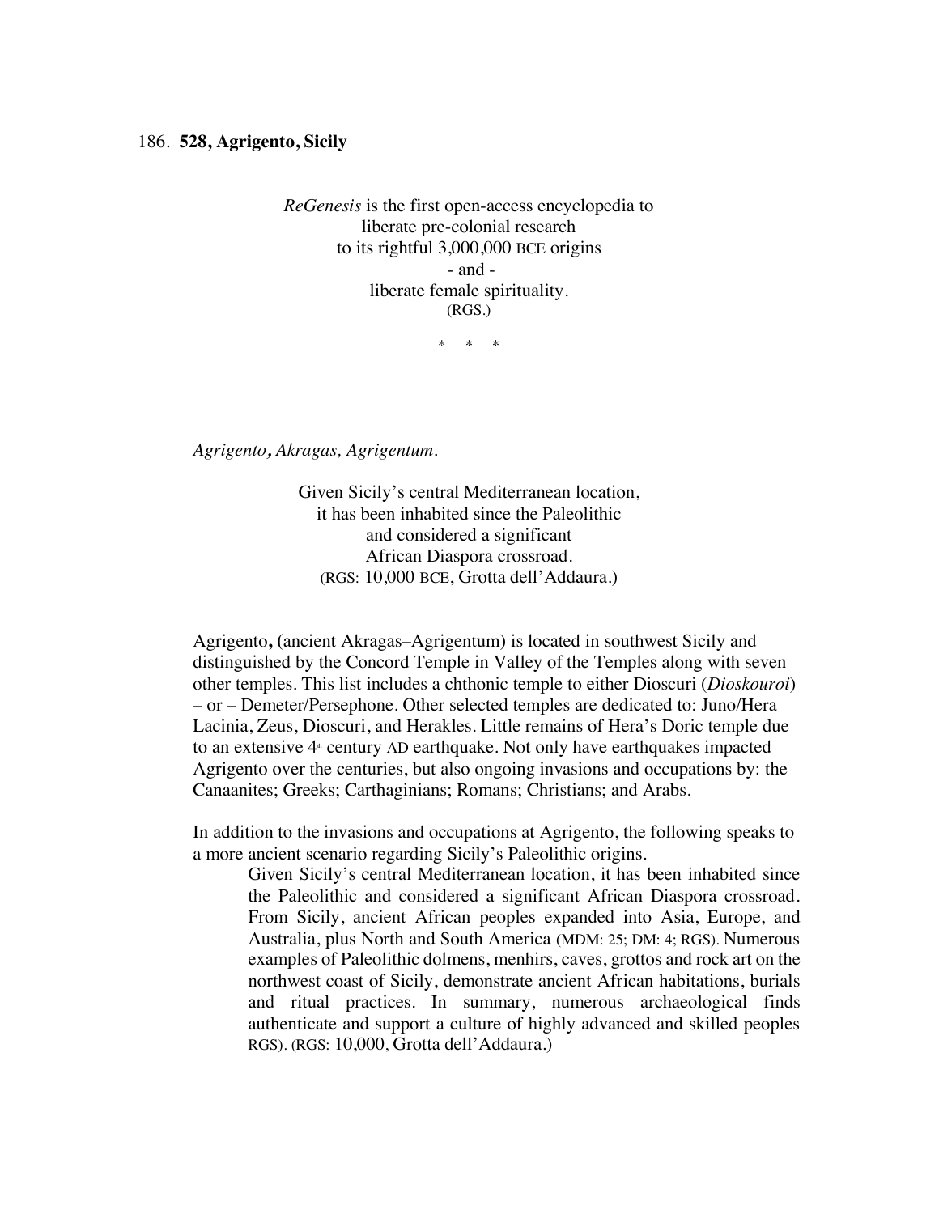186. **528, Agrigento, Sicily**

*ReGenesis* is the first open-access encyclopedia to
liberate pre-colonial research
to its rightful 3,000,000 BCE origins
- and -
liberate female spirituality.
(RGS.)

\* \* \*

*Agrigento, Akragas, Agrigentum.*

Given Sicily's central Mediterranean location,
it has been inhabited since the Paleolithic
and considered a significant
African Diaspora crossroad.
(RGS: 10,000 BCE, Grotta dell'Addaura.)

Agrigento**,** (ancient Akragas–Agrigentum) is located in southwest Sicily and distinguished by the Concord Temple in Valley of the Temples along with seven other temples. This list includes a chthonic temple to either Dioscuri (*Dioskouroi*) – or – Demeter/Persephone. Other selected temples are dedicated to: Juno/Hera Lacinia, Zeus, Dioscuri, and Herakles. Little remains of Hera's Doric temple due to an extensive 4th century AD earthquake. Not only have earthquakes impacted Agrigento over the centuries, but also ongoing invasions and occupations by: the Canaanites; Greeks; Carthaginians; Romans; Christians; and Arabs.

In addition to the invasions and occupations at Agrigento, the following speaks to a more ancient scenario regarding Sicily's Paleolithic origins.

> Given Sicily's central Mediterranean location, it has been inhabited since the Paleolithic and considered a significant African Diaspora crossroad. From Sicily, ancient African peoples expanded into Asia, Europe, and Australia, plus North and South America (MDM: 25; DM: 4; RGS). Numerous examples of Paleolithic dolmens, menhirs, caves, grottos and rock art on the northwest coast of Sicily, demonstrate ancient African habitations, burials and ritual practices. In summary, numerous archaeological finds authenticate and support a culture of highly advanced and skilled peoples RGS). (RGS: 10,000, Grotta dell'Addaura.)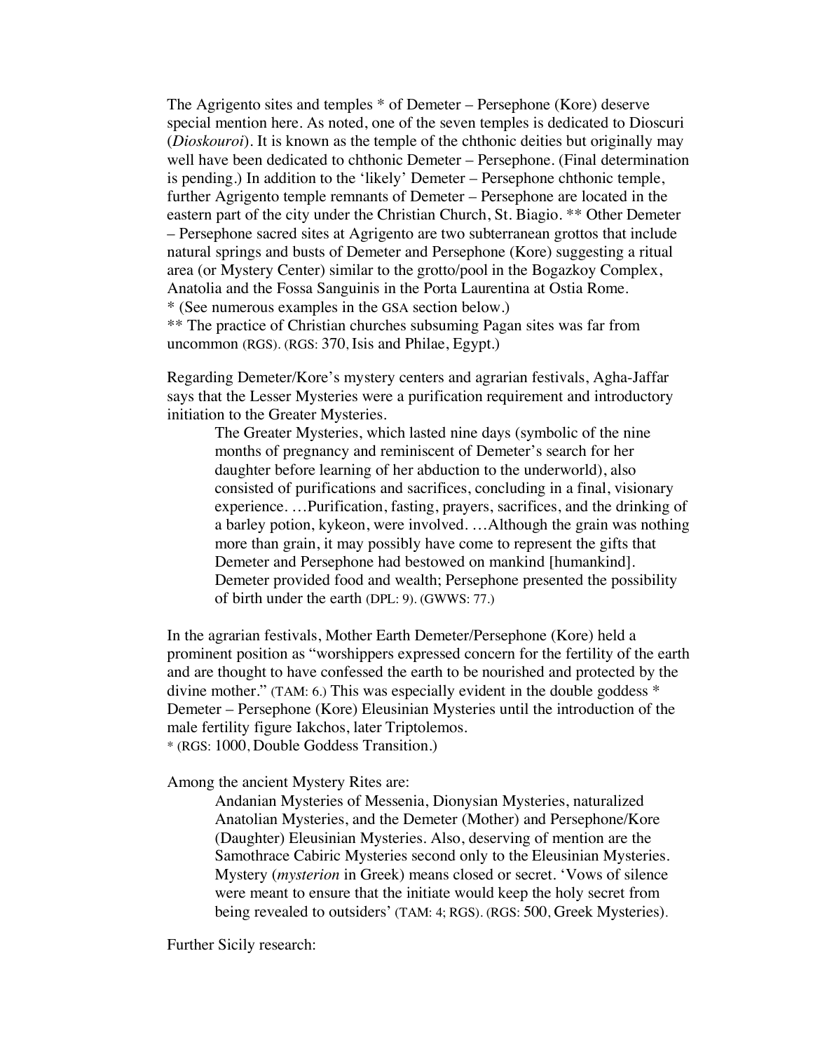The Agrigento sites and temples * of Demeter – Persephone (Kore) deserve special mention here. As noted, one of the seven temples is dedicated to Dioscuri (*Dioskouroi*). It is known as the temple of the chthonic deities but originally may well have been dedicated to chthonic Demeter – Persephone. (Final determination is pending.) In addition to the 'likely' Demeter – Persephone chthonic temple, further Agrigento temple remnants of Demeter – Persephone are located in the eastern part of the city under the Christian Church, St. Biagio. ** Other Demeter – Persephone sacred sites at Agrigento are two subterranean grottos that include natural springs and busts of Demeter and Persephone (Kore) suggesting a ritual area (or Mystery Center) similar to the grotto/pool in the Bogazkoy Complex, Anatolia and the Fossa Sanguinis in the Porta Laurentina at Ostia Rome.
* (See numerous examples in the GSA section below.)
** The practice of Christian churches subsuming Pagan sites was far from uncommon (RGS). (RGS: 370, Isis and Philae, Egypt.)

Regarding Demeter/Kore's mystery centers and agrarian festivals, Agha-Jaffar says that the Lesser Mysteries were a purification requirement and introductory initiation to the Greater Mysteries.

> The Greater Mysteries, which lasted nine days (symbolic of the nine months of pregnancy and reminiscent of Demeter's search for her daughter before learning of her abduction to the underworld), also consisted of purifications and sacrifices, concluding in a final, visionary experience. …Purification, fasting, prayers, sacrifices, and the drinking of a barley potion, kykeon, were involved. …Although the grain was nothing more than grain, it may possibly have come to represent the gifts that Demeter and Persephone had bestowed on mankind [humankind]. Demeter provided food and wealth; Persephone presented the possibility of birth under the earth (DPL: 9). (GWWS: 77.)

In the agrarian festivals, Mother Earth Demeter/Persephone (Kore) held a prominent position as "worshippers expressed concern for the fertility of the earth and are thought to have confessed the earth to be nourished and protected by the divine mother." (TAM: 6.) This was especially evident in the double goddess * Demeter – Persephone (Kore) Eleusinian Mysteries until the introduction of the male fertility figure Iakchos, later Triptolemos.
* (RGS: 1000, Double Goddess Transition.)

Among the ancient Mystery Rites are:

> Andanian Mysteries of Messenia, Dionysian Mysteries, naturalized Anatolian Mysteries, and the Demeter (Mother) and Persephone/Kore (Daughter) Eleusinian Mysteries. Also, deserving of mention are the Samothrace Cabiric Mysteries second only to the Eleusinian Mysteries. Mystery (*mysterion* in Greek) means closed or secret. 'Vows of silence were meant to ensure that the initiate would keep the holy secret from being revealed to outsiders' (TAM: 4; RGS). (RGS: 500, Greek Mysteries).

Further Sicily research: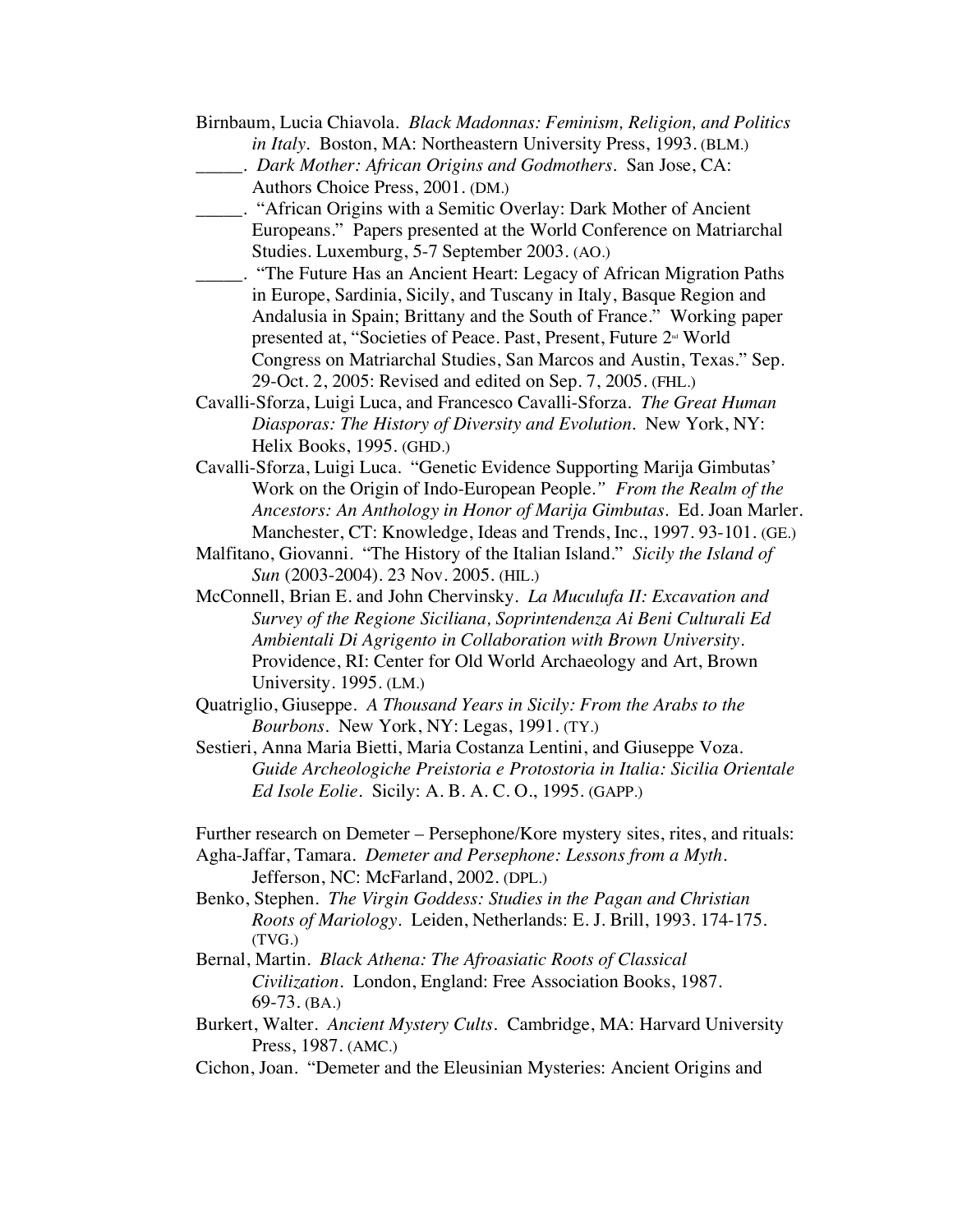Birnbaum, Lucia Chiavola. *Black Madonnas: Feminism, Religion, and Politics in Italy*. Boston, MA: Northeastern University Press, 1993. (BLM.)

_____. *Dark Mother: African Origins and Godmothers*. San Jose, CA: Authors Choice Press, 2001. (DM.)

_____. "African Origins with a Semitic Overlay: Dark Mother of Ancient Europeans." Papers presented at the World Conference on Matriarchal Studies. Luxemburg, 5-7 September 2003. (AO.)

_____. "The Future Has an Ancient Heart: Legacy of African Migration Paths in Europe, Sardinia, Sicily, and Tuscany in Italy, Basque Region and Andalusia in Spain; Brittany and the South of France." Working paper presented at, "Societies of Peace. Past, Present, Future 2nd World Congress on Matriarchal Studies, San Marcos and Austin, Texas." Sep. 29-Oct. 2, 2005: Revised and edited on Sep. 7, 2005. (FHL.)

Cavalli-Sforza, Luigi Luca, and Francesco Cavalli-Sforza. *The Great Human Diasporas: The History of Diversity and Evolution*. New York, NY: Helix Books, 1995. (GHD.)

Cavalli-Sforza, Luigi Luca. "Genetic Evidence Supporting Marija Gimbutas' Work on the Origin of Indo-European People." *From the Realm of the Ancestors: An Anthology in Honor of Marija Gimbutas*. Ed. Joan Marler. Manchester, CT: Knowledge, Ideas and Trends, Inc., 1997. 93-101. (GE.)

Malfitano, Giovanni. "The History of the Italian Island." *Sicily the Island of Sun* (2003-2004). 23 Nov. 2005. (HIL.)

McConnell, Brian E. and John Chervinsky. *La Muculufa II: Excavation and Survey of the Regione Siciliana, Soprintendenza Ai Beni Culturali Ed Ambientali Di Agrigento in Collaboration with Brown University*. Providence, RI: Center for Old World Archaeology and Art, Brown University. 1995. (LM.)

Quatriglio, Giuseppe. *A Thousand Years in Sicily: From the Arabs to the Bourbons*. New York, NY: Legas, 1991. (TY.)

Sestieri, Anna Maria Bietti, Maria Costanza Lentini, and Giuseppe Voza. *Guide Archeologiche Preistoria e Protostoria in Italia: Sicilia Orientale Ed Isole Eolie*. Sicily: A. B. A. C. O., 1995. (GAPP.)

Further research on Demeter – Persephone/Kore mystery sites, rites, and rituals:

Agha-Jaffar, Tamara. *Demeter and Persephone: Lessons from a Myth*. Jefferson, NC: McFarland, 2002. (DPL.)

Benko, Stephen. *The Virgin Goddess: Studies in the Pagan and Christian Roots of Mariology*. Leiden, Netherlands: E. J. Brill, 1993. 174-175. (TVG.)

Bernal, Martin. *Black Athena: The Afroasiatic Roots of Classical Civilization*. London, England: Free Association Books, 1987. 69-73. (BA.)

Burkert, Walter. *Ancient Mystery Cults*. Cambridge, MA: Harvard University Press, 1987. (AMC.)

Cichon, Joan. "Demeter and the Eleusinian Mysteries: Ancient Origins and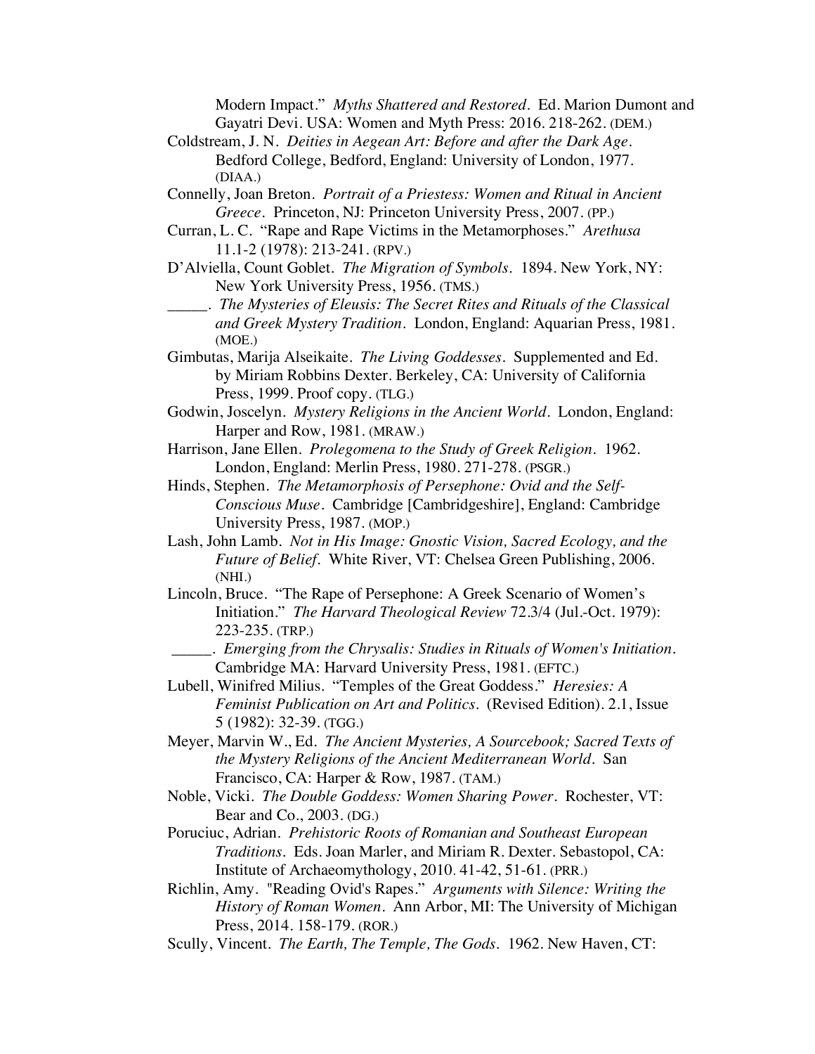Modern Impact." *Myths Shattered and Restored*. Ed. Marion Dumont and Gayatri Devi. USA: Women and Myth Press: 2016. 218-262. (DEM.)

Coldstream, J. N. *Deities in Aegean Art: Before and after the Dark Age*. Bedford College, Bedford, England: University of London, 1977. (DIAA.)

Connelly, Joan Breton. *Portrait of a Priestess: Women and Ritual in Ancient Greece*. Princeton, NJ: Princeton University Press, 2007. (PP.)

Curran, L. C. "Rape and Rape Victims in the Metamorphoses." *Arethusa* 11.1-2 (1978): 213-241. (RPV.)

D'Alviella, Count Goblet. *The Migration of Symbols*. 1894. New York, NY: New York University Press, 1956. (TMS.)

_____. *The Mysteries of Eleusis: The Secret Rites and Rituals of the Classical and Greek Mystery Tradition*. London, England: Aquarian Press, 1981. (MOE.)

Gimbutas, Marija Alseikaite. *The Living Goddesses*. Supplemented and Ed. by Miriam Robbins Dexter. Berkeley, CA: University of California Press, 1999. Proof copy. (TLG.)

Godwin, Joscelyn. *Mystery Religions in the Ancient World*. London, England: Harper and Row, 1981. (MRAW.)

Harrison, Jane Ellen. *Prolegomena to the Study of Greek Religion*. 1962. London, England: Merlin Press, 1980. 271-278. (PSGR.)

Hinds, Stephen. *The Metamorphosis of Persephone: Ovid and the Self-Conscious Muse*. Cambridge [Cambridgeshire], England: Cambridge University Press, 1987. (MOP.)

Lash, John Lamb. *Not in His Image: Gnostic Vision, Sacred Ecology, and the Future of Belief*. White River, VT: Chelsea Green Publishing, 2006. (NHI.)

Lincoln, Bruce. "The Rape of Persephone: A Greek Scenario of Women's Initiation." *The Harvard Theological Review* 72.3/4 (Jul.-Oct. 1979): 223-235. (TRP.)

_____. *Emerging from the Chrysalis: Studies in Rituals of Women's Initiation*. Cambridge MA: Harvard University Press, 1981. (EFTC.)

Lubell, Winifred Milius. "Temples of the Great Goddess." *Heresies: A Feminist Publication on Art and Politics*. (Revised Edition). 2.1, Issue 5 (1982): 32-39. (TGG.)

Meyer, Marvin W., Ed. *The Ancient Mysteries, A Sourcebook; Sacred Texts of the Mystery Religions of the Ancient Mediterranean World*. San Francisco, CA: Harper & Row, 1987. (TAM.)

Noble, Vicki. *The Double Goddess: Women Sharing Power*. Rochester, VT: Bear and Co., 2003. (DG.)

Poruciuc, Adrian. *Prehistoric Roots of Romanian and Southeast European Traditions*. Eds. Joan Marler, and Miriam R. Dexter. Sebastopol, CA: Institute of Archaeomythology, 2010. 41-42, 51-61. (PRR.)

Richlin, Amy. "Reading Ovid's Rapes." *Arguments with Silence: Writing the History of Roman Women*. Ann Arbor, MI: The University of Michigan Press, 2014. 158-179. (ROR.)

Scully, Vincent. *The Earth, The Temple, The Gods*. 1962. New Haven, CT: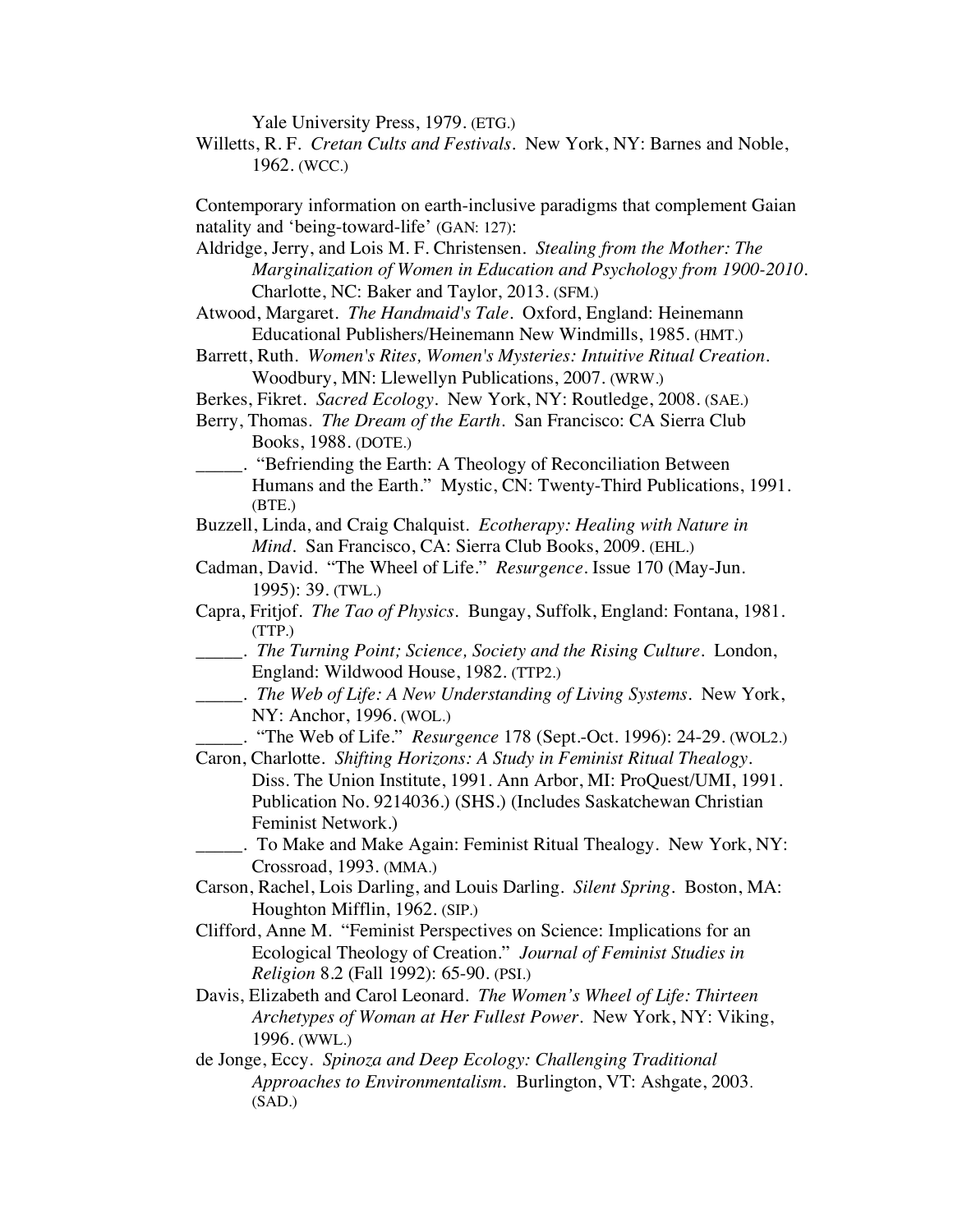Yale University Press, 1979. (ETG.)

Willetts, R. F. *Cretan Cults and Festivals*. New York, NY: Barnes and Noble, 1962. (WCC.)

Contemporary information on earth-inclusive paradigms that complement Gaian natality and 'being-toward-life' (GAN: 127):

Aldridge, Jerry, and Lois M. F. Christensen. *Stealing from the Mother: The Marginalization of Women in Education and Psychology from 1900-2010*. Charlotte, NC: Baker and Taylor, 2013. (SFM.)

Atwood, Margaret. *The Handmaid's Tale*. Oxford, England: Heinemann Educational Publishers/Heinemann New Windmills, 1985. (HMT.)

Barrett, Ruth. *Women's Rites, Women's Mysteries: Intuitive Ritual Creation*. Woodbury, MN: Llewellyn Publications, 2007. (WRW.)

Berkes, Fikret. *Sacred Ecology*. New York, NY: Routledge, 2008. (SAE.)

Berry, Thomas. *The Dream of the Earth*. San Francisco: CA Sierra Club Books, 1988. (DOTE.)

_____. "Befriending the Earth: A Theology of Reconciliation Between Humans and the Earth." Mystic, CN: Twenty-Third Publications, 1991. (BTE.)

Buzzell, Linda, and Craig Chalquist. *Ecotherapy: Healing with Nature in Mind*. San Francisco, CA: Sierra Club Books, 2009. (EHL.)

Cadman, David. "The Wheel of Life." *Resurgence*. Issue 170 (May-Jun. 1995): 39. (TWL.)

Capra, Fritjof. *The Tao of Physics*. Bungay, Suffolk, England: Fontana, 1981. (TTP.)

_____. *The Turning Point; Science, Society and the Rising Culture*. London, England: Wildwood House, 1982. (TTP2.)

_____. *The Web of Life: A New Understanding of Living Systems*. New York, NY: Anchor, 1996. (WOL.)

_____. "The Web of Life." *Resurgence* 178 (Sept.-Oct. 1996): 24-29. (WOL2.)

Caron, Charlotte. *Shifting Horizons: A Study in Feminist Ritual Thealogy*. Diss. The Union Institute, 1991. Ann Arbor, MI: ProQuest/UMI, 1991. Publication No. 9214036.) (SHS.) (Includes Saskatchewan Christian Feminist Network.)

_____. To Make and Make Again: Feminist Ritual Thealogy. New York, NY: Crossroad, 1993. (MMA.)

Carson, Rachel, Lois Darling, and Louis Darling. *Silent Spring*. Boston, MA: Houghton Mifflin, 1962. (SIP.)

Clifford, Anne M. "Feminist Perspectives on Science: Implications for an Ecological Theology of Creation." *Journal of Feminist Studies in Religion* 8.2 (Fall 1992): 65-90. (PSI.)

Davis, Elizabeth and Carol Leonard. *The Women's Wheel of Life: Thirteen Archetypes of Woman at Her Fullest Power*. New York, NY: Viking, 1996. (WWL.)

de Jonge, Eccy. *Spinoza and Deep Ecology: Challenging Traditional Approaches to Environmentalism*. Burlington, VT: Ashgate, 2003. (SAD.)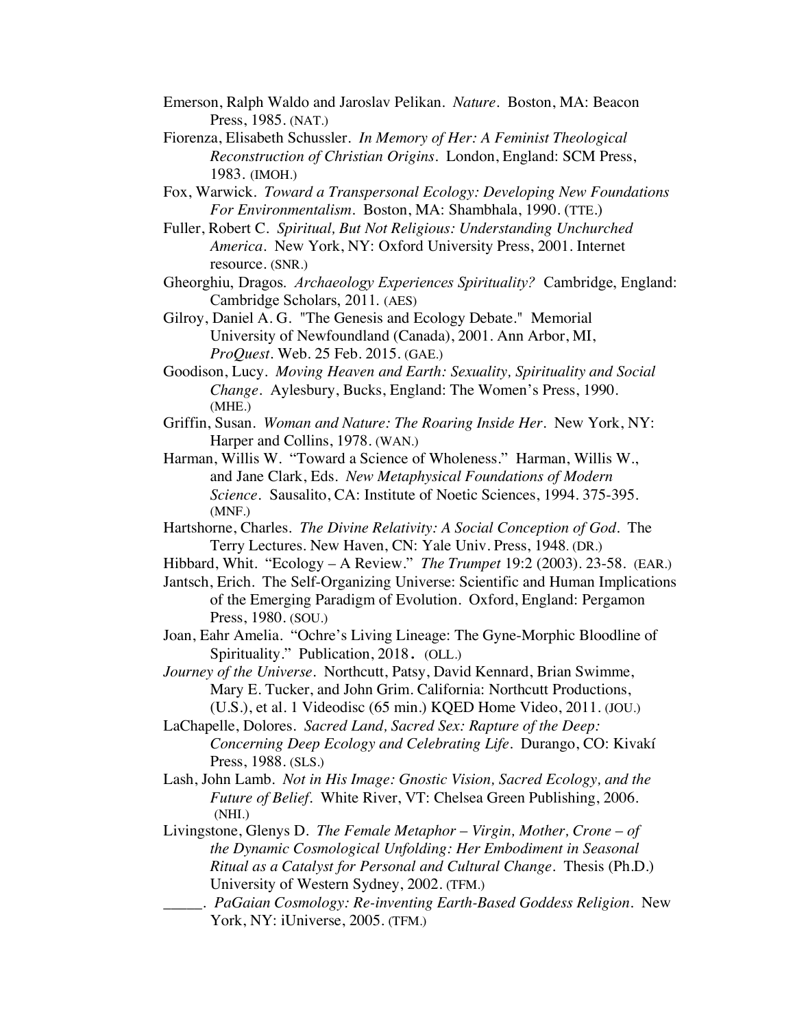Emerson, Ralph Waldo and Jaroslav Pelikan. *Nature*. Boston, MA: Beacon Press, 1985. (NAT.)

Fiorenza, Elisabeth Schussler. *In Memory of Her: A Feminist Theological Reconstruction of Christian Origins*. London, England: SCM Press, 1983. (IMOH.)

Fox, Warwick. *Toward a Transpersonal Ecology: Developing New Foundations For Environmentalism*. Boston, MA: Shambhala, 1990. (TTE.)

Fuller, Robert C. *Spiritual, But Not Religious: Understanding Unchurched America*. New York, NY: Oxford University Press, 2001. Internet resource. (SNR.)

Gheorghiu, Dragos. *Archaeology Experiences Spirituality?* Cambridge, England: Cambridge Scholars, 2011. (AES)

Gilroy, Daniel A. G. "The Genesis and Ecology Debate." Memorial University of Newfoundland (Canada), 2001. Ann Arbor, MI, *ProQuest*. Web. 25 Feb. 2015. (GAE.)

Goodison, Lucy. *Moving Heaven and Earth: Sexuality, Spirituality and Social Change*. Aylesbury, Bucks, England: The Women's Press, 1990. (MHE.)

Griffin, Susan. *Woman and Nature: The Roaring Inside Her*. New York, NY: Harper and Collins, 1978. (WAN.)

Harman, Willis W. "Toward a Science of Wholeness." Harman, Willis W., and Jane Clark, Eds. *New Metaphysical Foundations of Modern Science*. Sausalito, CA: Institute of Noetic Sciences, 1994. 375-395. (MNF.)

Hartshorne, Charles. *The Divine Relativity: A Social Conception of God*. The Terry Lectures. New Haven, CN: Yale Univ. Press, 1948. (DR.)

Hibbard, Whit. "Ecology – A Review." *The Trumpet* 19:2 (2003). 23-58. (EAR.)

Jantsch, Erich. The Self-Organizing Universe: Scientific and Human Implications of the Emerging Paradigm of Evolution. Oxford, England: Pergamon Press, 1980. (SOU.)

Joan, Eahr Amelia. "Ochre's Living Lineage: The Gyne-Morphic Bloodline of Spirituality." Publication, 2018. (OLL.)

*Journey of the Universe*. Northcutt, Patsy, David Kennard, Brian Swimme, Mary E. Tucker, and John Grim. California: Northcutt Productions, (U.S.), et al. 1 Videodisc (65 min.) KQED Home Video, 2011. (JOU.)

LaChapelle, Dolores. *Sacred Land, Sacred Sex: Rapture of the Deep: Concerning Deep Ecology and Celebrating Life*. Durango, CO: Kivakí Press, 1988. (SLS.)

Lash, John Lamb. *Not in His Image: Gnostic Vision, Sacred Ecology, and the Future of Belief*. White River, VT: Chelsea Green Publishing, 2006. (NHI.)

Livingstone, Glenys D. *The Female Metaphor – Virgin, Mother, Crone – of the Dynamic Cosmological Unfolding: Her Embodiment in Seasonal Ritual as a Catalyst for Personal and Cultural Change*. Thesis (Ph.D.) University of Western Sydney, 2002. (TFM.)

_____. *PaGaian Cosmology: Re-inventing Earth-Based Goddess Religion*. New York, NY: iUniverse, 2005. (TFM.)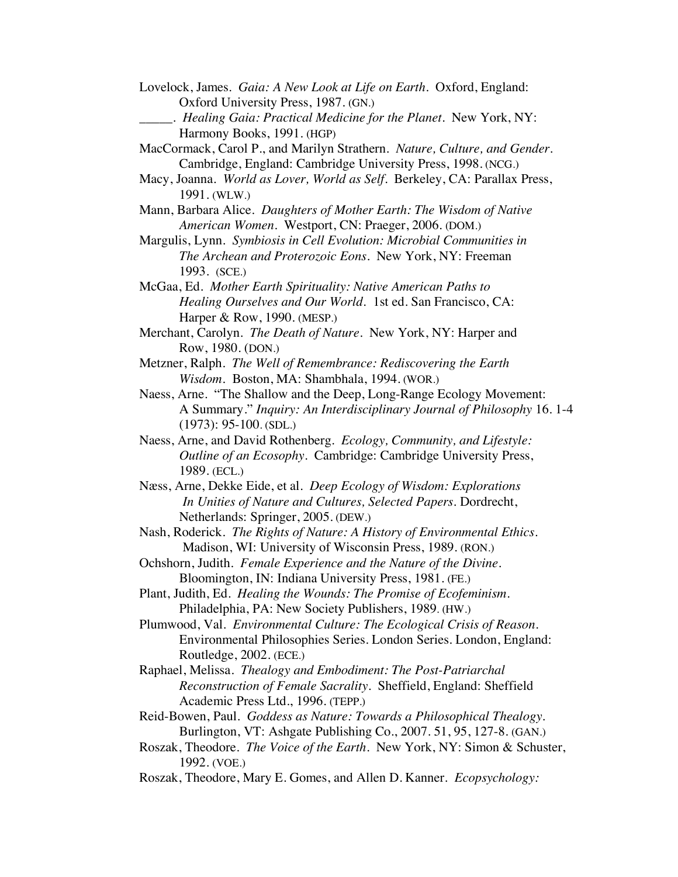Lovelock, James. *Gaia: A New Look at Life on Earth*. Oxford, England: Oxford University Press, 1987. (GN.)

_____. *Healing Gaia: Practical Medicine for the Planet*. New York, NY: Harmony Books, 1991. (HGP)

MacCormack, Carol P., and Marilyn Strathern. *Nature, Culture, and Gender*. Cambridge, England: Cambridge University Press, 1998. (NCG.)

Macy, Joanna. *World as Lover, World as Self*. Berkeley, CA: Parallax Press, 1991. (WLW.)

Mann, Barbara Alice. *Daughters of Mother Earth: The Wisdom of Native American Women*. Westport, CN: Praeger, 2006. (DOM.)

Margulis, Lynn. *Symbiosis in Cell Evolution: Microbial Communities in The Archean and Proterozoic Eons*. New York, NY: Freeman 1993. (SCE.)

McGaa, Ed. *Mother Earth Spirituality: Native American Paths to Healing Ourselves and Our World*. 1st ed. San Francisco, CA: Harper & Row, 1990. (MESP.)

Merchant, Carolyn. *The Death of Nature*. New York, NY: Harper and Row, 1980. (DON.)

Metzner, Ralph. *The Well of Remembrance: Rediscovering the Earth Wisdom*. Boston, MA: Shambhala, 1994. (WOR.)

Naess, Arne. "The Shallow and the Deep, Long-Range Ecology Movement: A Summary." *Inquiry: An Interdisciplinary Journal of Philosophy* 16. 1-4 (1973): 95-100. (SDL.)

Naess, Arne, and David Rothenberg. *Ecology, Community, and Lifestyle: Outline of an Ecosophy*. Cambridge: Cambridge University Press, 1989. (ECL.)

Næss, Arne, Dekke Eide, et al. *Deep Ecology of Wisdom: Explorations In Unities of Nature and Cultures, Selected Papers*. Dordrecht, Netherlands: Springer, 2005. (DEW.)

Nash, Roderick. *The Rights of Nature: A History of Environmental Ethics*. Madison, WI: University of Wisconsin Press, 1989. (RON.)

Ochshorn, Judith. *Female Experience and the Nature of the Divine*. Bloomington, IN: Indiana University Press, 1981. (FE.)

Plant, Judith, Ed. *Healing the Wounds: The Promise of Ecofeminism*. Philadelphia, PA: New Society Publishers, 1989. (HW.)

Plumwood, Val. *Environmental Culture: The Ecological Crisis of Reason*. Environmental Philosophies Series. London Series. London, England: Routledge, 2002. (ECE.)

Raphael, Melissa. *Thealogy and Embodiment: The Post-Patriarchal Reconstruction of Female Sacrality*. Sheffield, England: Sheffield Academic Press Ltd., 1996. (TEPP.)

Reid-Bowen, Paul. *Goddess as Nature: Towards a Philosophical Thealogy*. Burlington, VT: Ashgate Publishing Co., 2007. 51, 95, 127-8. (GAN.)

Roszak, Theodore. *The Voice of the Earth*. New York, NY: Simon & Schuster, 1992. (VOE.)

Roszak, Theodore, Mary E. Gomes, and Allen D. Kanner. *Ecopsychology:*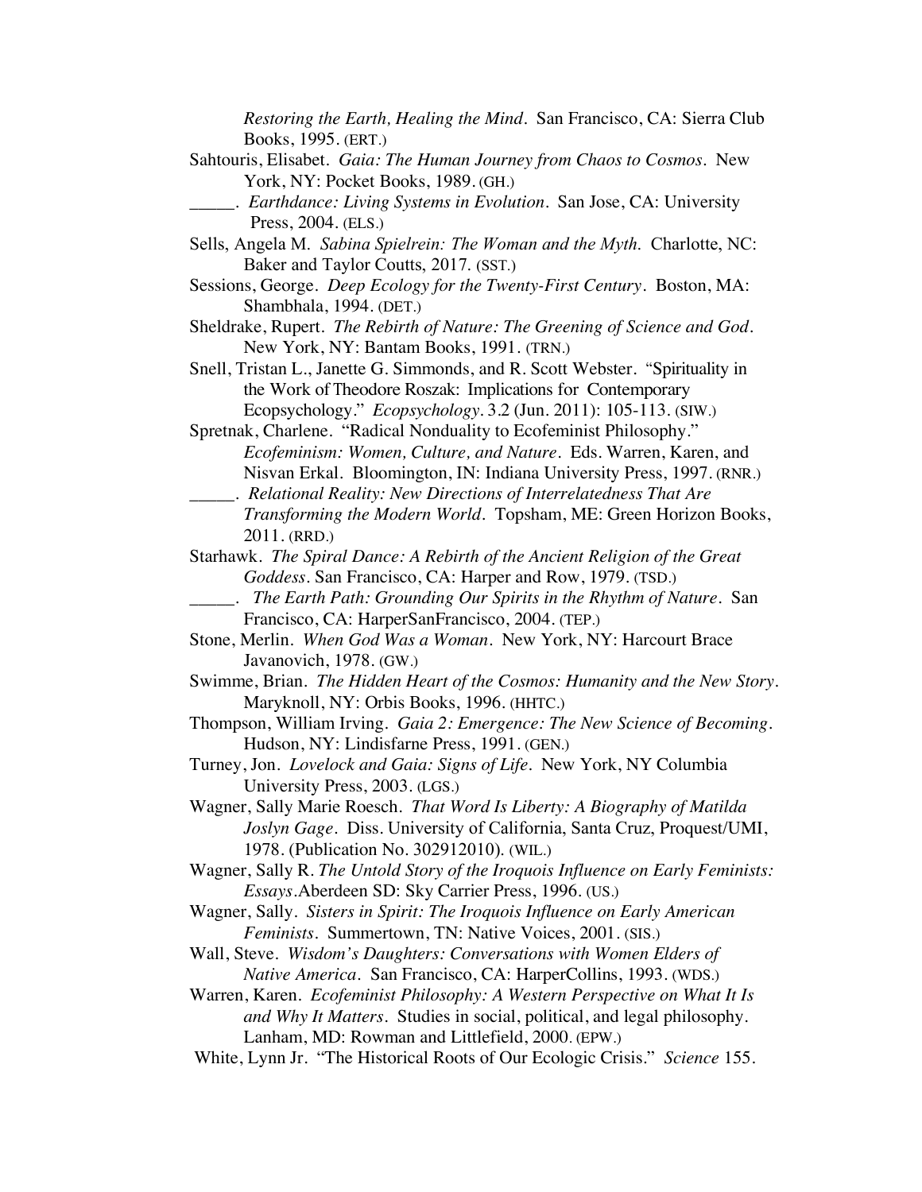*Restoring the Earth, Healing the Mind*. San Francisco, CA: Sierra Club Books, 1995. (ERT.)

Sahtouris, Elisabet. *Gaia: The Human Journey from Chaos to Cosmos*. New York, NY: Pocket Books, 1989. (GH.)

_____. *Earthdance: Living Systems in Evolution*. San Jose, CA: University Press, 2004. (ELS.)

Sells, Angela M. *Sabina Spielrein: The Woman and the Myth.* Charlotte, NC: Baker and Taylor Coutts, 2017. (SST.)

Sessions, George. *Deep Ecology for the Twenty-First Century*. Boston, MA: Shambhala, 1994. (DET.)

Sheldrake, Rupert. *The Rebirth of Nature: The Greening of Science and God*. New York, NY: Bantam Books, 1991. (TRN.)

Snell, Tristan L., Janette G. Simmonds, and R. Scott Webster. "Spirituality in the Work of Theodore Roszak: Implications for Contemporary Ecopsychology." *Ecopsychology*. 3.2 (Jun. 2011): 105-113. (SIW.)

Spretnak, Charlene. "Radical Nonduality to Ecofeminist Philosophy." *Ecofeminism: Women, Culture, and Nature*. Eds. Warren, Karen, and Nisvan Erkal. Bloomington, IN: Indiana University Press, 1997. (RNR.)

_____. *Relational Reality: New Directions of Interrelatedness That Are Transforming the Modern World*. Topsham, ME: Green Horizon Books, 2011. (RRD.)

Starhawk. *The Spiral Dance: A Rebirth of the Ancient Religion of the Great Goddess*. San Francisco, CA: Harper and Row, 1979. (TSD.)

_____. *The Earth Path: Grounding Our Spirits in the Rhythm of Nature*. San Francisco, CA: HarperSanFrancisco, 2004. (TEP.)

Stone, Merlin. *When God Was a Woman*. New York, NY: Harcourt Brace Javanovich, 1978. (GW.)

Swimme, Brian. *The Hidden Heart of the Cosmos: Humanity and the New Story*. Maryknoll, NY: Orbis Books, 1996. (HHTC.)

Thompson, William Irving. *Gaia 2: Emergence: The New Science of Becoming*. Hudson, NY: Lindisfarne Press, 1991. (GEN.)

Turney, Jon. *Lovelock and Gaia: Signs of Life*. New York, NY Columbia University Press, 2003. (LGS.)

Wagner, Sally Marie Roesch. *That Word Is Liberty: A Biography of Matilda Joslyn Gage*. Diss. University of California, Santa Cruz, Proquest/UMI, 1978. (Publication No. 302912010). (WIL.)

Wagner, Sally R. *The Untold Story of the Iroquois Influence on Early Feminists: Essays*.Aberdeen SD: Sky Carrier Press, 1996. (US.)

Wagner, Sally. *Sisters in Spirit: The Iroquois Influence on Early American Feminists*. Summertown, TN: Native Voices, 2001. (SIS.)

Wall, Steve. *Wisdom's Daughters: Conversations with Women Elders of Native America*. San Francisco, CA: HarperCollins, 1993. (WDS.)

Warren, Karen. *Ecofeminist Philosophy: A Western Perspective on What It Is and Why It Matters*. Studies in social, political, and legal philosophy. Lanham, MD: Rowman and Littlefield, 2000. (EPW.)

White, Lynn Jr. "The Historical Roots of Our Ecologic Crisis." *Science* 155.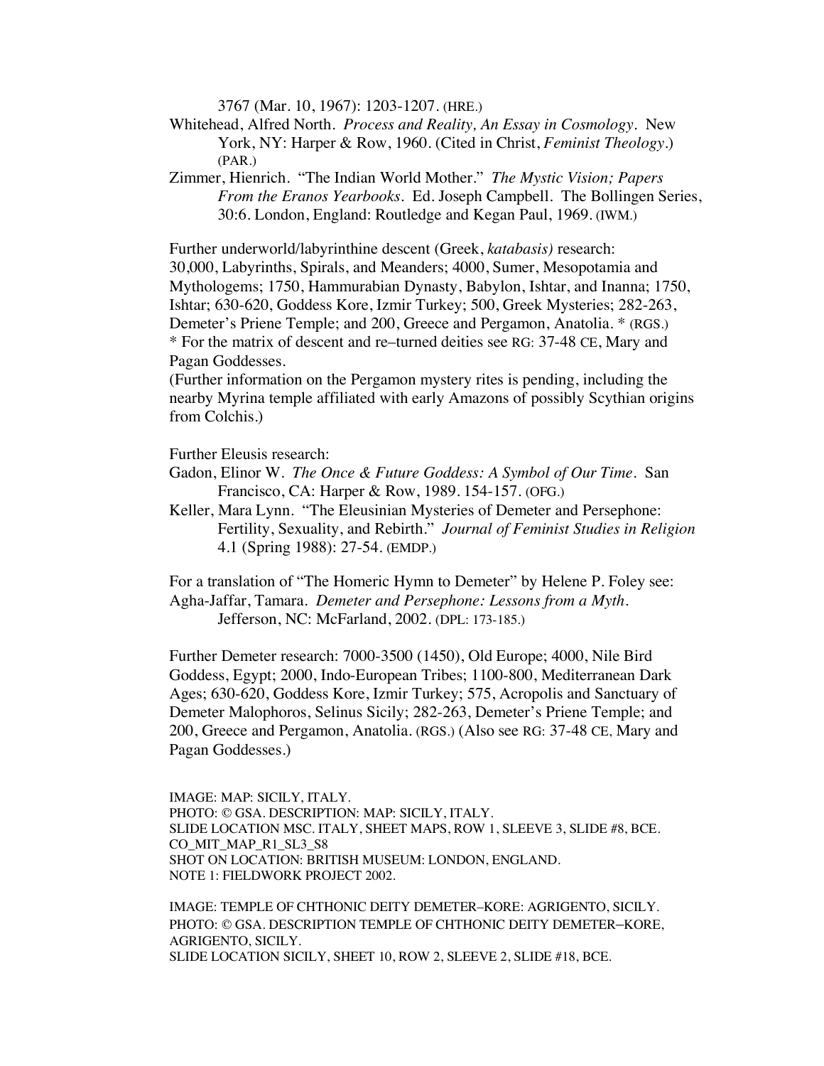3767 (Mar. 10, 1967): 1203-1207. (HRE.)

Whitehead, Alfred North. *Process and Reality, An Essay in Cosmology*. New York, NY: Harper & Row, 1960. (Cited in Christ, *Feminist Theology*.) (PAR.)

Zimmer, Hienrich. "The Indian World Mother." *The Mystic Vision; Papers From the Eranos Yearbooks*. Ed. Joseph Campbell. The Bollingen Series, 30:6. London, England: Routledge and Kegan Paul, 1969. (IWM.)

Further underworld/labyrinthine descent (Greek, *katabasis)* research: 30,000, Labyrinths, Spirals, and Meanders; 4000, Sumer, Mesopotamia and Mythologems; 1750, Hammurabian Dynasty, Babylon, Ishtar, and Inanna; 1750, Ishtar; 630-620, Goddess Kore, Izmir Turkey; 500, Greek Mysteries; 282-263, Demeter's Priene Temple; and 200, Greece and Pergamon, Anatolia. * (RGS.)
* For the matrix of descent and re–turned deities see RG: 37-48 CE, Mary and Pagan Goddesses.
(Further information on the Pergamon mystery rites is pending, including the nearby Myrina temple affiliated with early Amazons of possibly Scythian origins from Colchis.)

Further Eleusis research:

Gadon, Elinor W. *The Once & Future Goddess: A Symbol of Our Time*. San Francisco, CA: Harper & Row, 1989. 154-157. (OFG.)

Keller, Mara Lynn. "The Eleusinian Mysteries of Demeter and Persephone: Fertility, Sexuality, and Rebirth." *Journal of Feminist Studies in Religion* 4.1 (Spring 1988): 27-54. (EMDP.)

For a translation of "The Homeric Hymn to Demeter" by Helene P. Foley see:
Agha-Jaffar, Tamara. *Demeter and Persephone: Lessons from a Myth*. Jefferson, NC: McFarland, 2002. (DPL: 173-185.)

Further Demeter research: 7000-3500 (1450), Old Europe; 4000, Nile Bird Goddess, Egypt; 2000, Indo-European Tribes; 1100-800, Mediterranean Dark Ages; 630-620, Goddess Kore, Izmir Turkey; 575, Acropolis and Sanctuary of Demeter Malophoros, Selinus Sicily; 282-263, Demeter's Priene Temple; and 200, Greece and Pergamon, Anatolia. (RGS.) (Also see RG: 37-48 CE, Mary and Pagan Goddesses.)

IMAGE: MAP: SICILY, ITALY.
PHOTO: © GSA. DESCRIPTION: MAP: SICILY, ITALY.
SLIDE LOCATION MSC. ITALY, SHEET MAPS, ROW 1, SLEEVE 3, SLIDE #8, BCE.
CO_MIT_MAP_R1_SL3_S8
SHOT ON LOCATION: BRITISH MUSEUM: LONDON, ENGLAND.
NOTE 1: FIELDWORK PROJECT 2002.

IMAGE: TEMPLE OF CHTHONIC DEITY DEMETER–KORE: AGRIGENTO, SICILY.
PHOTO: © GSA. DESCRIPTION TEMPLE OF CHTHONIC DEITY DEMETER–KORE, AGRIGENTO, SICILY.
SLIDE LOCATION SICILY, SHEET 10, ROW 2, SLEEVE 2, SLIDE #18, BCE.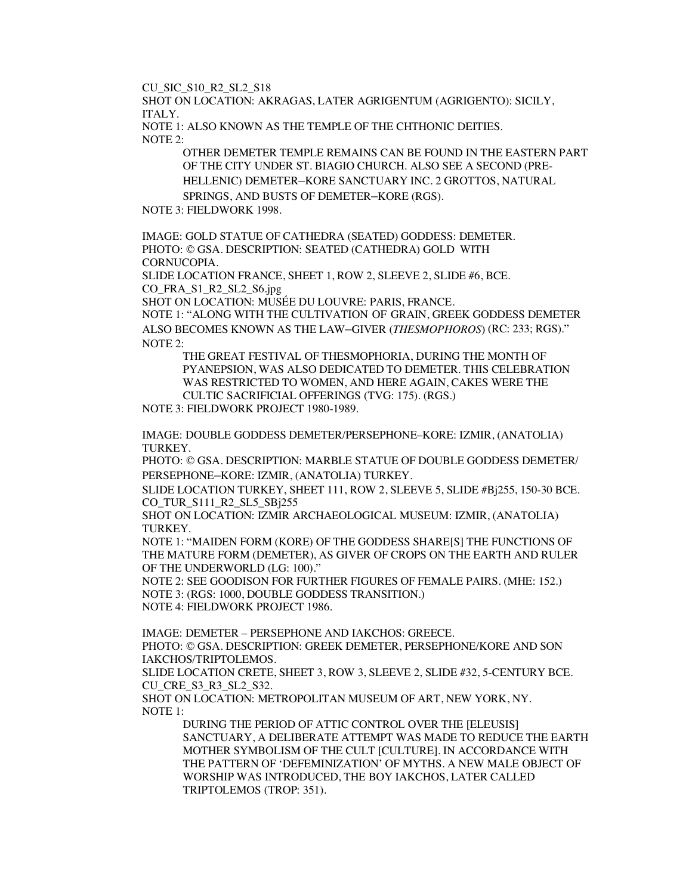CU_SIC_S10_R2_SL2_S18

SHOT ON LOCATION: AKRAGAS, LATER AGRIGENTUM (AGRIGENTO): SICILY, ITALY.

NOTE 1: ALSO KNOWN AS THE TEMPLE OF THE CHTHONIC DEITIES.

NOTE 2:

> OTHER DEMETER TEMPLE REMAINS CAN BE FOUND IN THE EASTERN PART OF THE CITY UNDER ST. BIAGIO CHURCH. ALSO SEE A SECOND (PRE-HELLENIC) DEMETER–KORE SANCTUARY INC. 2 GROTTOS, NATURAL SPRINGS, AND BUSTS OF DEMETER–KORE (RGS).

NOTE 3: FIELDWORK 1998.

IMAGE: GOLD STATUE OF CATHEDRA (SEATED) GODDESS: DEMETER.

PHOTO: © GSA. DESCRIPTION: SEATED (CATHEDRA) GOLD WITH CORNUCOPIA.

SLIDE LOCATION FRANCE, SHEET 1, ROW 2, SLEEVE 2, SLIDE #6, BCE.

CO_FRA_S1_R2_SL2_S6.jpg

SHOT ON LOCATION: MUSÉE DU LOUVRE: PARIS, FRANCE.

NOTE 1: "ALONG WITH THE CULTIVATION OF GRAIN, GREEK GODDESS DEMETER ALSO BECOMES KNOWN AS THE LAW–GIVER (*THESMOPHOROS*) (RC: 233; RGS)."

NOTE 2:

> THE GREAT FESTIVAL OF THESMOPHORIA, DURING THE MONTH OF PYANEPSION, WAS ALSO DEDICATED TO DEMETER. THIS CELEBRATION WAS RESTRICTED TO WOMEN, AND HERE AGAIN, CAKES WERE THE CULTIC SACRIFICIAL OFFERINGS (TVG: 175). (RGS.)

NOTE 3: FIELDWORK PROJECT 1980-1989.

IMAGE: DOUBLE GODDESS DEMETER/PERSEPHONE–KORE: IZMIR, (ANATOLIA) TURKEY.

PHOTO: © GSA. DESCRIPTION: MARBLE STATUE OF DOUBLE GODDESS DEMETER/ PERSEPHONE–KORE: IZMIR, (ANATOLIA) TURKEY.

SLIDE LOCATION TURKEY, SHEET 111, ROW 2, SLEEVE 5, SLIDE #Bj255, 150-30 BCE.

CO_TUR_S111_R2_SL5_SBj255

SHOT ON LOCATION: IZMIR ARCHAEOLOGICAL MUSEUM: IZMIR, (ANATOLIA) TURKEY.

NOTE 1: "MAIDEN FORM (KORE) OF THE GODDESS SHARE[S] THE FUNCTIONS OF THE MATURE FORM (DEMETER), AS GIVER OF CROPS ON THE EARTH AND RULER OF THE UNDERWORLD (LG: 100)."

NOTE 2: SEE GOODISON FOR FURTHER FIGURES OF FEMALE PAIRS. (MHE: 152.)

NOTE 3: (RGS: 1000, DOUBLE GODDESS TRANSITION.)

NOTE 4: FIELDWORK PROJECT 1986.

IMAGE: DEMETER – PERSEPHONE AND IAKCHOS: GREECE.

PHOTO: © GSA. DESCRIPTION: GREEK DEMETER, PERSEPHONE/KORE AND SON IAKCHOS/TRIPTOLEMOS.

SLIDE LOCATION CRETE, SHEET 3, ROW 3, SLEEVE 2, SLIDE #32, 5-CENTURY BCE.

CU_CRE_S3_R3_SL2_S32.

SHOT ON LOCATION: METROPOLITAN MUSEUM OF ART, NEW YORK, NY.

NOTE 1:

> DURING THE PERIOD OF ATTIC CONTROL OVER THE [ELEUSIS] SANCTUARY, A DELIBERATE ATTEMPT WAS MADE TO REDUCE THE EARTH MOTHER SYMBOLISM OF THE CULT [CULTURE]. IN ACCORDANCE WITH THE PATTERN OF 'DEFEMINIZATION' OF MYTHS. A NEW MALE OBJECT OF WORSHIP WAS INTRODUCED, THE BOY IAKCHOS, LATER CALLED TRIPTOLEMOS (TROP: 351).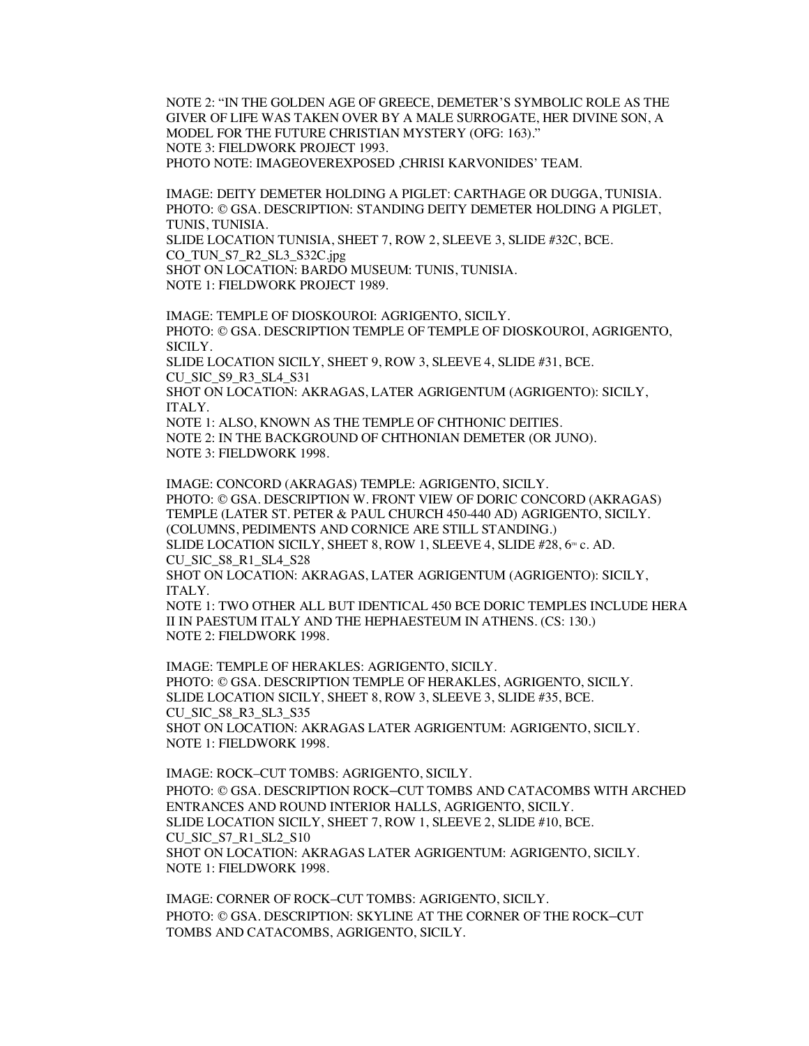NOTE 2: "IN THE GOLDEN AGE OF GREECE, DEMETER'S SYMBOLIC ROLE AS THE GIVER OF LIFE WAS TAKEN OVER BY A MALE SURROGATE, HER DIVINE SON, A MODEL FOR THE FUTURE CHRISTIAN MYSTERY (OFG: 163)."
NOTE 3: FIELDWORK PROJECT 1993.
PHOTO NOTE: IMAGEOVEREXPOSED ,CHRISI KARVONIDES' TEAM.

IMAGE: DEITY DEMETER HOLDING A PIGLET: CARTHAGE OR DUGGA, TUNISIA.
PHOTO: © GSA. DESCRIPTION: STANDING DEITY DEMETER HOLDING A PIGLET, TUNIS, TUNISIA.
SLIDE LOCATION TUNISIA, SHEET 7, ROW 2, SLEEVE 3, SLIDE #32C, BCE.
CO_TUN_S7_R2_SL3_S32C.jpg
SHOT ON LOCATION: BARDO MUSEUM: TUNIS, TUNISIA.
NOTE 1: FIELDWORK PROJECT 1989.

IMAGE: TEMPLE OF DIOSKOUROI: AGRIGENTO, SICILY.
PHOTO: © GSA. DESCRIPTION TEMPLE OF TEMPLE OF DIOSKOUROI, AGRIGENTO, SICILY.
SLIDE LOCATION SICILY, SHEET 9, ROW 3, SLEEVE 4, SLIDE #31, BCE.
CU_SIC_S9_R3_SL4_S31
SHOT ON LOCATION: AKRAGAS, LATER AGRIGENTUM (AGRIGENTO): SICILY, ITALY.
NOTE 1: ALSO, KNOWN AS THE TEMPLE OF CHTHONIC DEITIES.
NOTE 2: IN THE BACKGROUND OF CHTHONIAN DEMETER (OR JUNO).
NOTE 3: FIELDWORK 1998.

IMAGE: CONCORD (AKRAGAS) TEMPLE: AGRIGENTO, SICILY.
PHOTO: © GSA. DESCRIPTION W. FRONT VIEW OF DORIC CONCORD (AKRAGAS) TEMPLE (LATER ST. PETER & PAUL CHURCH 450-440 AD) AGRIGENTO, SICILY. (COLUMNS, PEDIMENTS AND CORNICE ARE STILL STANDING.)
SLIDE LOCATION SICILY, SHEET 8, ROW 1, SLEEVE 4, SLIDE #28, 6TH c. AD.
CU_SIC_S8_R1_SL4_S28
SHOT ON LOCATION: AKRAGAS, LATER AGRIGENTUM (AGRIGENTO): SICILY, ITALY.
NOTE 1: TWO OTHER ALL BUT IDENTICAL 450 BCE DORIC TEMPLES INCLUDE HERA II IN PAESTUM ITALY AND THE HEPHAESTEUM IN ATHENS. (CS: 130.)
NOTE 2: FIELDWORK 1998.

IMAGE: TEMPLE OF HERAKLES: AGRIGENTO, SICILY.
PHOTO: © GSA. DESCRIPTION TEMPLE OF HERAKLES, AGRIGENTO, SICILY.
SLIDE LOCATION SICILY, SHEET 8, ROW 3, SLEEVE 3, SLIDE #35, BCE.
CU_SIC_S8_R3_SL3_S35
SHOT ON LOCATION: AKRAGAS LATER AGRIGENTUM: AGRIGENTO, SICILY.
NOTE 1: FIELDWORK 1998.

IMAGE: ROCK–CUT TOMBS: AGRIGENTO, SICILY.
PHOTO: © GSA. DESCRIPTION ROCK–CUT TOMBS AND CATACOMBS WITH ARCHED ENTRANCES AND ROUND INTERIOR HALLS, AGRIGENTO, SICILY.
SLIDE LOCATION SICILY, SHEET 7, ROW 1, SLEEVE 2, SLIDE #10, BCE.
CU_SIC_S7_R1_SL2_S10
SHOT ON LOCATION: AKRAGAS LATER AGRIGENTUM: AGRIGENTO, SICILY.
NOTE 1: FIELDWORK 1998.

IMAGE: CORNER OF ROCK–CUT TOMBS: AGRIGENTO, SICILY.
PHOTO: © GSA. DESCRIPTION: SKYLINE AT THE CORNER OF THE ROCK–CUT TOMBS AND CATACOMBS, AGRIGENTO, SICILY.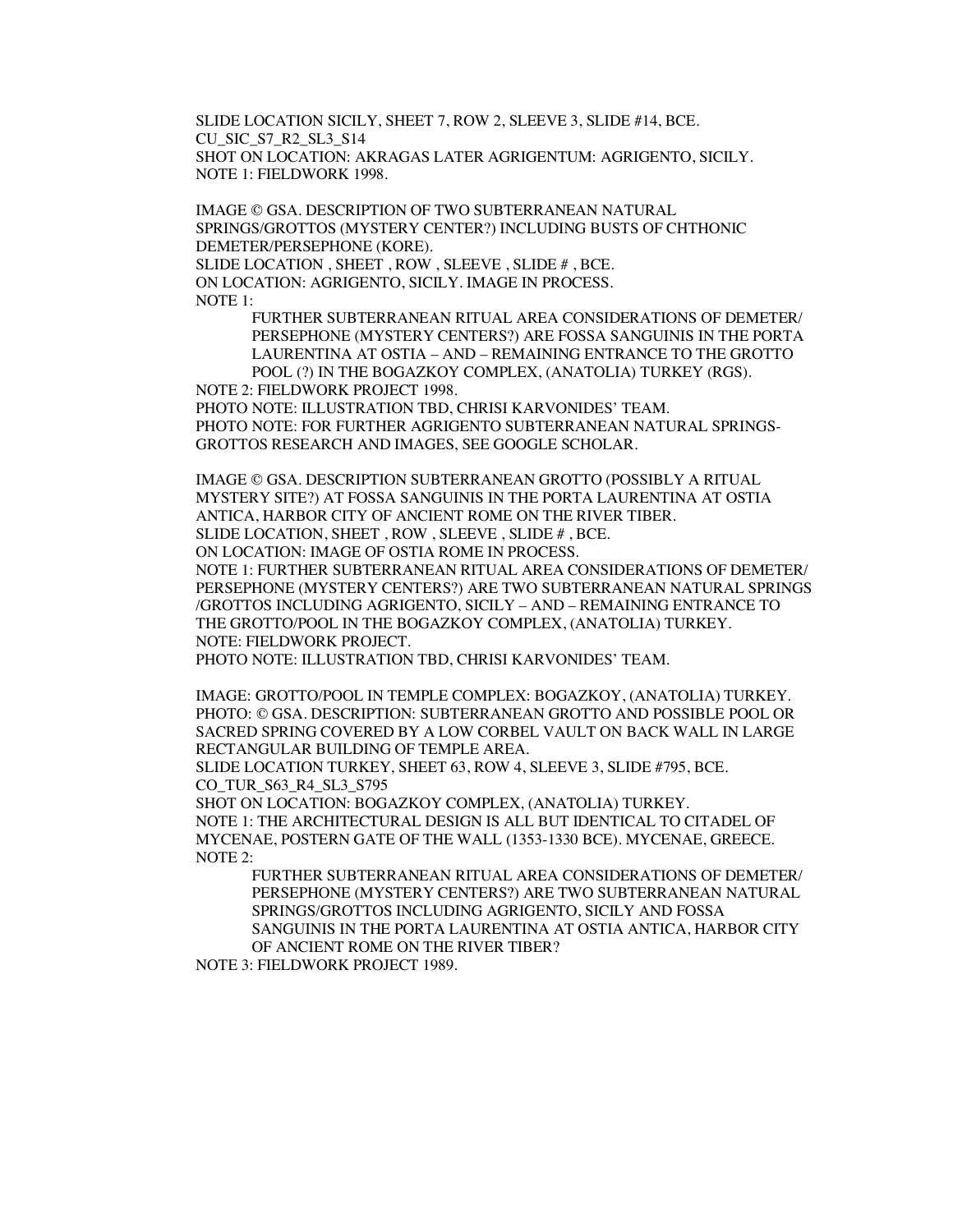SLIDE LOCATION SICILY, SHEET 7, ROW 2, SLEEVE 3, SLIDE #14, BCE.
CU_SIC_S7_R2_SL3_S14
SHOT ON LOCATION: AKRAGAS LATER AGRIGENTUM: AGRIGENTO, SICILY.
NOTE 1: FIELDWORK 1998.

IMAGE © GSA. DESCRIPTION OF TWO SUBTERRANEAN NATURAL SPRINGS/GROTTOS (MYSTERY CENTER?) INCLUDING BUSTS OF CHTHONIC DEMETER/PERSEPHONE (KORE).
SLIDE LOCATION , SHEET , ROW , SLEEVE , SLIDE # , BCE.
ON LOCATION: AGRIGENTO, SICILY. IMAGE IN PROCESS.
NOTE 1:

> FURTHER SUBTERRANEAN RITUAL AREA CONSIDERATIONS OF DEMETER/ PERSEPHONE (MYSTERY CENTERS?) ARE FOSSA SANGUINIS IN THE PORTA LAURENTINA AT OSTIA – AND – REMAINING ENTRANCE TO THE GROTTO POOL (?) IN THE BOGAZKOY COMPLEX, (ANATOLIA) TURKEY (RGS).

NOTE 2: FIELDWORK PROJECT 1998.
PHOTO NOTE: ILLUSTRATION TBD, CHRISI KARVONIDES' TEAM.
PHOTO NOTE: FOR FURTHER AGRIGENTO SUBTERRANEAN NATURAL SPRINGS-GROTTOS RESEARCH AND IMAGES, SEE GOOGLE SCHOLAR.

IMAGE © GSA. DESCRIPTION SUBTERRANEAN GROTTO (POSSIBLY A RITUAL MYSTERY SITE?) AT FOSSA SANGUINIS IN THE PORTA LAURENTINA AT OSTIA ANTICA, HARBOR CITY OF ANCIENT ROME ON THE RIVER TIBER.
SLIDE LOCATION, SHEET , ROW , SLEEVE , SLIDE # , BCE.
ON LOCATION: IMAGE OF OSTIA ROME IN PROCESS.
NOTE 1: FURTHER SUBTERRANEAN RITUAL AREA CONSIDERATIONS OF DEMETER/ PERSEPHONE (MYSTERY CENTERS?) ARE TWO SUBTERRANEAN NATURAL SPRINGS /GROTTOS INCLUDING AGRIGENTO, SICILY – AND – REMAINING ENTRANCE TO THE GROTTO/POOL IN THE BOGAZKOY COMPLEX, (ANATOLIA) TURKEY.
NOTE: FIELDWORK PROJECT.
PHOTO NOTE: ILLUSTRATION TBD, CHRISI KARVONIDES' TEAM.

IMAGE: GROTTO/POOL IN TEMPLE COMPLEX: BOGAZKOY, (ANATOLIA) TURKEY.
PHOTO: © GSA. DESCRIPTION: SUBTERRANEAN GROTTO AND POSSIBLE POOL OR SACRED SPRING COVERED BY A LOW CORBEL VAULT ON BACK WALL IN LARGE RECTANGULAR BUILDING OF TEMPLE AREA.
SLIDE LOCATION TURKEY, SHEET 63, ROW 4, SLEEVE 3, SLIDE #795, BCE.
CO_TUR_S63_R4_SL3_S795
SHOT ON LOCATION: BOGAZKOY COMPLEX, (ANATOLIA) TURKEY.
NOTE 1: THE ARCHITECTURAL DESIGN IS ALL BUT IDENTICAL TO CITADEL OF MYCENAE, POSTERN GATE OF THE WALL (1353-1330 BCE). MYCENAE, GREECE.
NOTE 2:

> FURTHER SUBTERRANEAN RITUAL AREA CONSIDERATIONS OF DEMETER/ PERSEPHONE (MYSTERY CENTERS?) ARE TWO SUBTERRANEAN NATURAL SPRINGS/GROTTOS INCLUDING AGRIGENTO, SICILY AND FOSSA SANGUINIS IN THE PORTA LAURENTINA AT OSTIA ANTICA, HARBOR CITY OF ANCIENT ROME ON THE RIVER TIBER?

NOTE 3: FIELDWORK PROJECT 1989.